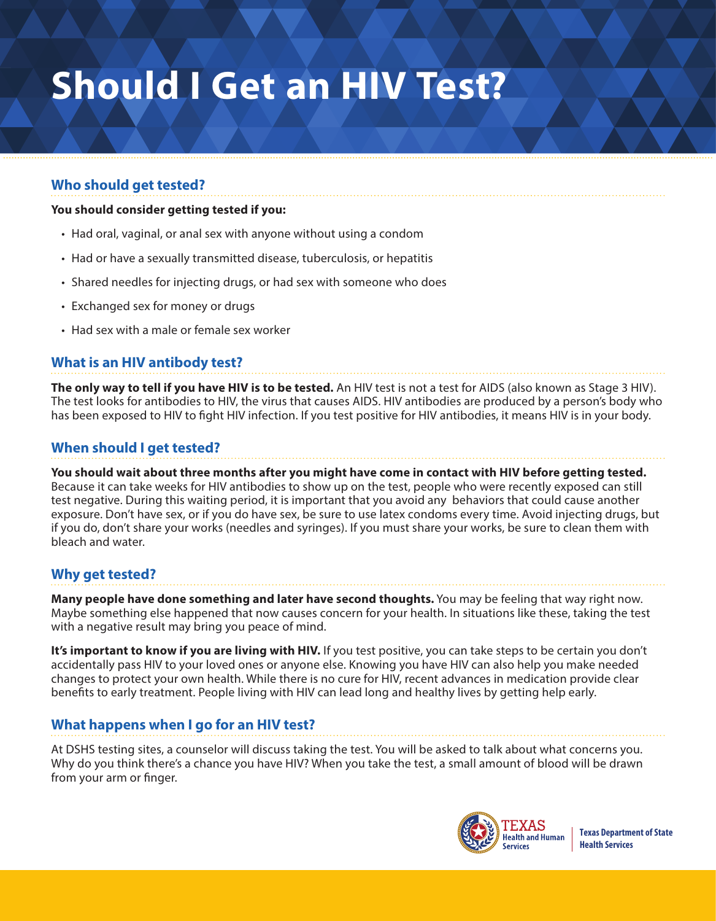# Should I Get an HIV Test?

## Who should get tested?

**You should consider getting tested if you:**

- Had oral, vaginal, or anal sex with anyone without using a condom
- Had or have a sexually transmitted disease, tuberculosis, or hepatitis
- Shared needles for injecting drugs, or had sex with someone who does
- Exchanged sex for money or drugs
- Had sex with a male or female sex worker

## What is an HIV antibody test?

**The only way to tell if you have HIV is to be tested.** An HIV test is not a test for AIDS (also known as Stage 3 HIV). The test looks for antibodies to HIV, the virus that causes AIDS. HIV antibodies are produced by a person's body who has been exposed to HIV to fight HIV infection. If you test positive for HIV antibodies, it means HIV is in your body.

## When should I get tested?

**You should wait about three months after you might have come in contact with HIV before getting tested.** Because it can take weeks for HIV antibodies to show up on the test, people who were recently exposed can still test negative. During this waiting period, it is important that you avoid any behaviors that could cause another exposure. Don't have sex, or if you do have sex, be sure to use latex condoms every time. Avoid injecting drugs, but if you do, don't share your works (needles and syringes). If you must share your works, be sure to clean them with bleach and water.

## Why get tested?

**Many people have done something and later have second thoughts.** You may be feeling that way right now. Maybe something else happened that now causes concern for your health. In situations like these, taking the test with a negative result may bring you peace of mind.

**It's important to know if you are living with HIV.** If you test positive, you can take steps to be certain you don't accidentally pass HIV to your loved ones or anyone else. Knowing you have HIV can also help you make needed changes to protect your own health. While there is no cure for HIV, recent advances in medication provide clear benefits to early treatment. People living with HIV can lead long and healthy lives by getting help early.

## What happens when I go for an HIV test?

At DSHS testing sites, a counselor will discuss taking the test. You will be asked to talk about what concerns you. Why do you think there's a chance you have HIV? When you take the test, a small amount of blood will be drawn from your arm or finger.

TEXAS Health and Human Services | Texas Department of State Health Services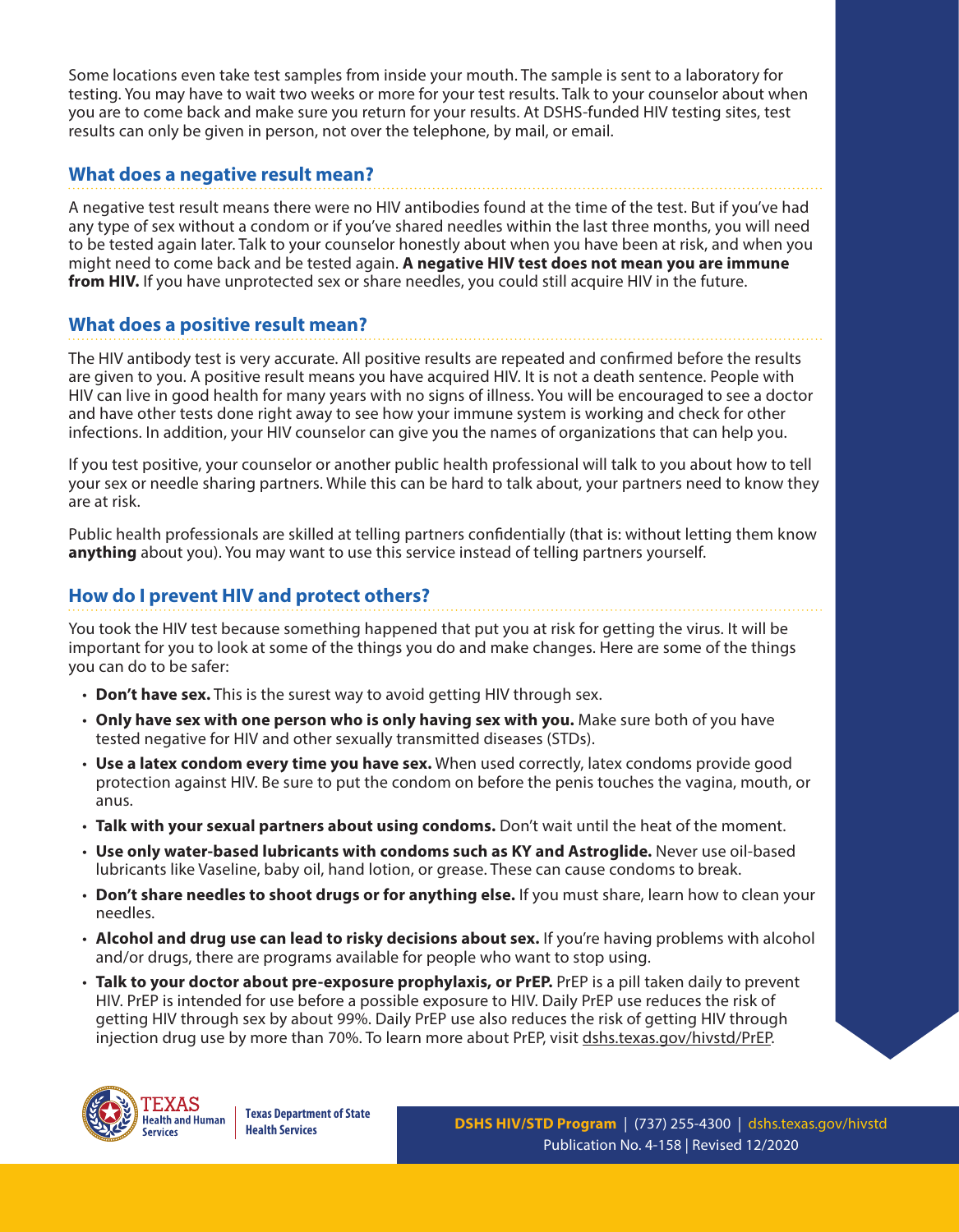Some locations even take test samples from inside your mouth. The sample is sent to a laboratory for testing. You may have to wait two weeks or more for your test results. Talk to your counselor about when you are to come back and make sure you return for your results. At DSHS-funded HIV testing sites, test results can only be given in person, not over the telephone, by mail, or email.

## What does a negative result mean?

A negative test result means there were no HIV antibodies found at the time of the test. But if you've had any type of sex without a condom or if you've shared needles within the last three months, you will need to be tested again later. Talk to your counselor honestly about when you have been at risk, and when you might need to come back and be tested again. **A negative HIV test does not mean you are immune from HIV.** If you have unprotected sex or share needles, you could still acquire HIV in the future.

## What does a positive result mean?

The HIV antibody test is very accurate. All positive results are repeated and confirmed before the results are given to you. A positive result means you have acquired HIV. It is not a death sentence. People with HIV can live in good health for many years with no signs of illness. You will be encouraged to see a doctor and have other tests done right away to see how your immune system is working and check for other infections. In addition, your HIV counselor can give you the names of organizations that can help you.

If you test positive, your counselor or another public health professional will talk to you about how to tell your sex or needle sharing partners. While this can be hard to talk about, your partners need to know they are at risk.

Public health professionals are skilled at telling partners confidentially (that is: without letting them know **anything** about you). You may want to use this service instead of telling partners yourself.

## How do I prevent HIV and protect others?

You took the HIV test because something happened that put you at risk for getting the virus. It will be important for you to look at some of the things you do and make changes. Here are some of the things you can do to be safer:

- **Don't have sex.** This is the surest way to avoid getting HIV through sex.
- **Only have sex with one person who is only having sex with you.** Make sure both of you have tested negative for HIV and other sexually transmitted diseases (STDs).
- **Use a latex condom every time you have sex.** When used correctly, latex condoms provide good protection against HIV. Be sure to put the condom on before the penis touches the vagina, mouth, or anus.
- **Talk with your sexual partners about using condoms.** Don't wait until the heat of the moment.
- **Use only water-based lubricants with condoms such as KY and Astroglide.** Never use oil-based lubricants like Vaseline, baby oil, hand lotion, or grease. These can cause condoms to break.
- **Don't share needles to shoot drugs or for anything else.** If you must share, learn how to clean your needles.
- **Alcohol and drug use can lead to risky decisions about sex.** If you're having problems with alcohol and/or drugs, there are programs available for people who want to stop using.
- **Talk to your doctor about pre-exposure prophylaxis, or PrEP.** PrEP is a pill taken daily to prevent HIV. PrEP is intended for use before a possible exposure to HIV. Daily PrEP use reduces the risk of getting HIV through sex by about 99%. Daily PrEP use also reduces the risk of getting HIV through injection drug use by more than 70%. To learn more about PrEP, visit dshs.texas.gov/hivstd/PrEP.

TEXAS Health and Human Services | Texas Department of State Health Services

**DSHS HIV/STD Program** | (737) 255-4300 | dshs.texas.gov/hivstd
Publication No. 4-158 | Revised 12/2020